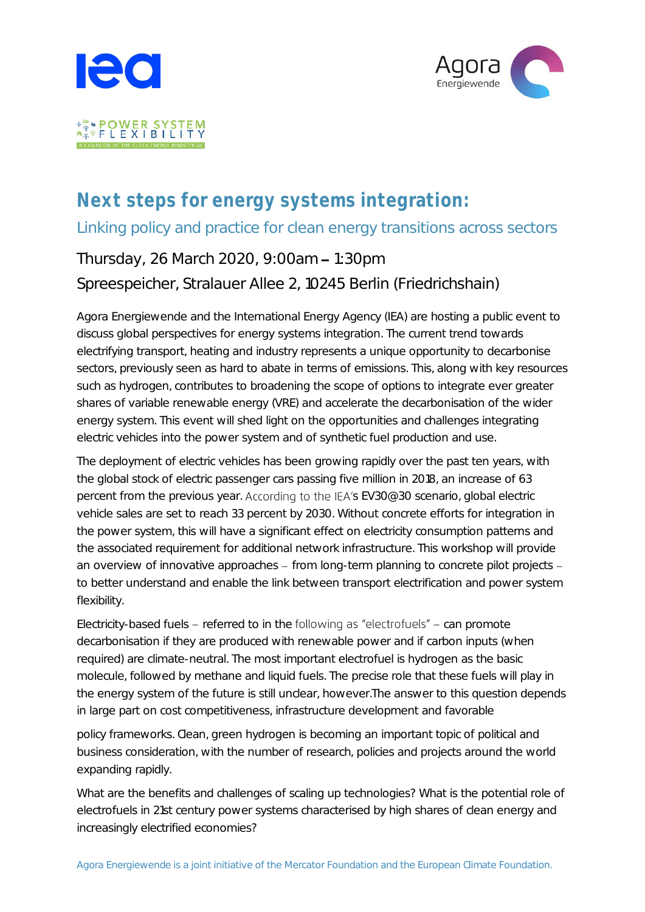# Next steps for energy systems integration:

## Linking policy and practice for clean energy transitions across sectors

Thursday, 26 March 2020, 9:00am – 1:30pm

Spreespeicher, Stralauer Allee 2, 10245 Berlin (Friedrichshain)

Agora Energiewende and the International Energy Agency (IEA) are hosting a public event to discuss global perspectives for energy systems integration. The current trend towards electrifying transport, heating and industry represents a unique opportunity to decarbonise sectors, previously seen as hard to abate in terms of emissions. This, along with key resources such as hydrogen, contributes to broadening the scope of options to integrate ever greater shares of variable renewable energy (VRE) and accelerate the decarbonisation of the wider energy system. This event will shed light on the opportunities and challenges integrating electric vehicles into the power system and of synthetic fuel production and use.

The deployment of electric vehicles has been growing rapidly over the past ten years, with the global stock of electric passenger cars passing five million in 2018, an increase of 63 percent from the previous year. According to the IEA's EV30@30 scenario, global electric vehicle sales are set to reach 33 percent by 2030. Without concrete efforts for integration in the power system, this will have a significant effect on electricity consumption patterns and the associated requirement for additional network infrastructure. This workshop will provide an overview of innovative approaches – from long-term planning to concrete pilot projects – to better understand and enable the link between transport electrification and power system flexibility.

Electricity-based fuels – referred to in the following as "electrofuels" – can promote decarbonisation if they are produced with renewable power and if carbon inputs (when required) are climate-neutral. The most important electrofuel is hydrogen as the basic molecule, followed by methane and liquid fuels. The precise role that these fuels will play in the energy system of the future is still unclear, however.The answer to this question depends in large part on cost competitiveness, infrastructure development and favorable

policy frameworks. Clean, green hydrogen is becoming an important topic of political and business consideration, with the number of research, policies and projects around the world expanding rapidly.

What are the benefits and challenges of scaling up technologies? What is the potential role of electrofuels in 21st century power systems characterised by high shares of clean energy and increasingly electrified economies?

Agora Energiewende is a joint initiative of the Mercator Foundation and the European Climate Foundation.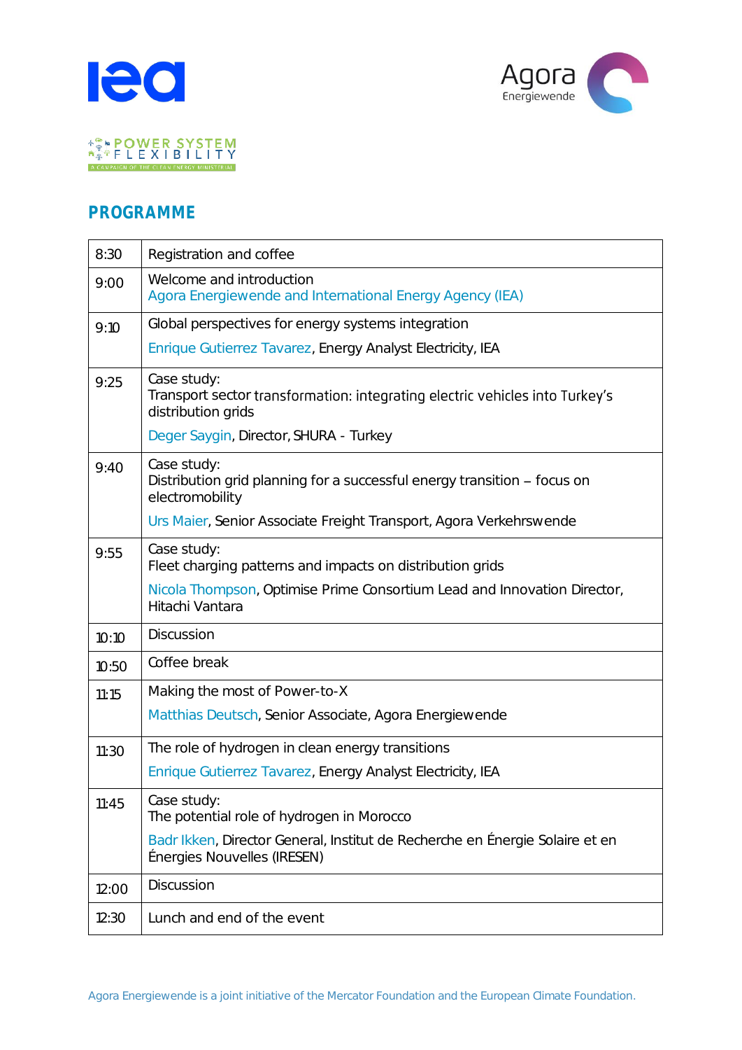## PROGRAMME

| | |
|---|---|
| 8:30 | Registration and coffee |
| 9:00 | Welcome and introduction<br>Agora Energiewende and International Energy Agency (IEA) |
| 9:10 | Global perspectives for energy systems integration<br>Enrique Gutierrez Tavarez, Energy Analyst Electricity, IEA |
| 9:25 | Case study:<br>Transport sector transformation: integrating electric vehicles into Turkey's distribution grids<br>Deger Saygin, Director, SHURA - Turkey |
| 9:40 | Case study:<br>Distribution grid planning for a successful energy transition – focus on electromobility<br>Urs Maier, Senior Associate Freight Transport, Agora Verkehrswende |
| 9:55 | Case study:<br>Fleet charging patterns and impacts on distribution grids<br>Nicola Thompson, Optimise Prime Consortium Lead and Innovation Director, Hitachi Vantara |
| 10:10 | Discussion |
| 10:50 | Coffee break |
| 11:15 | Making the most of Power-to-X<br>Matthias Deutsch, Senior Associate, Agora Energiewende |
| 11:30 | The role of hydrogen in clean energy transitions<br>Enrique Gutierrez Tavarez, Energy Analyst Electricity, IEA |
| 11:45 | Case study:<br>The potential role of hydrogen in Morocco<br>Badr Ikken, Director General, Institut de Recherche en Énergie Solaire et en Énergies Nouvelles (IRESEN) |
| 12:00 | Discussion |
| 12:30 | Lunch and end of the event |

Agora Energiewende is a joint initiative of the Mercator Foundation and the European Climate Foundation.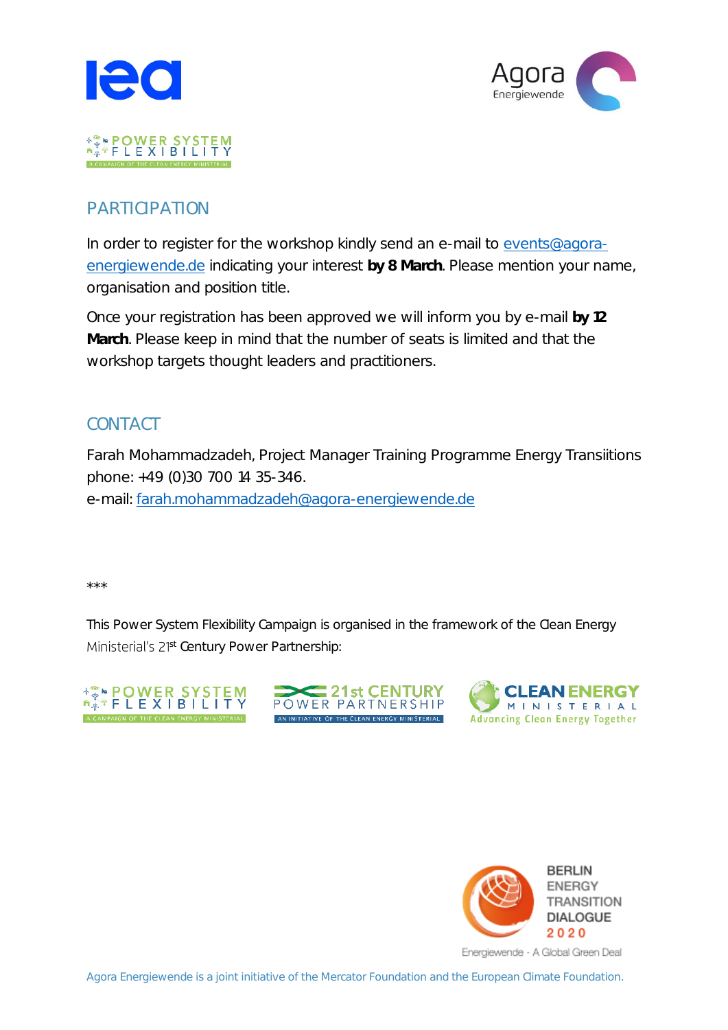## PARTICIPATION

In order to register for the workshop kindly send an e-mail to events@agora-energiewende.de indicating your interest **by 8 March**. Please mention your name, organisation and position title.

Once your registration has been approved we will inform you by e-mail **by 12 March**. Please keep in mind that the number of seats is limited and that the workshop targets thought leaders and practitioners.

## CONTACT

Farah Mohammadzadeh, Project Manager Training Programme Energy Transiitions
phone: +49 (0)30 700 14 35-346.
e-mail: farah.mohammadzadeh@agora-energiewende.de

***

This Power System Flexibility Campaign is organised in the framework of the Clean Energy Ministerial's 21st Century Power Partnership:

Agora Energiewende is a joint initiative of the Mercator Foundation and the European Climate Foundation.